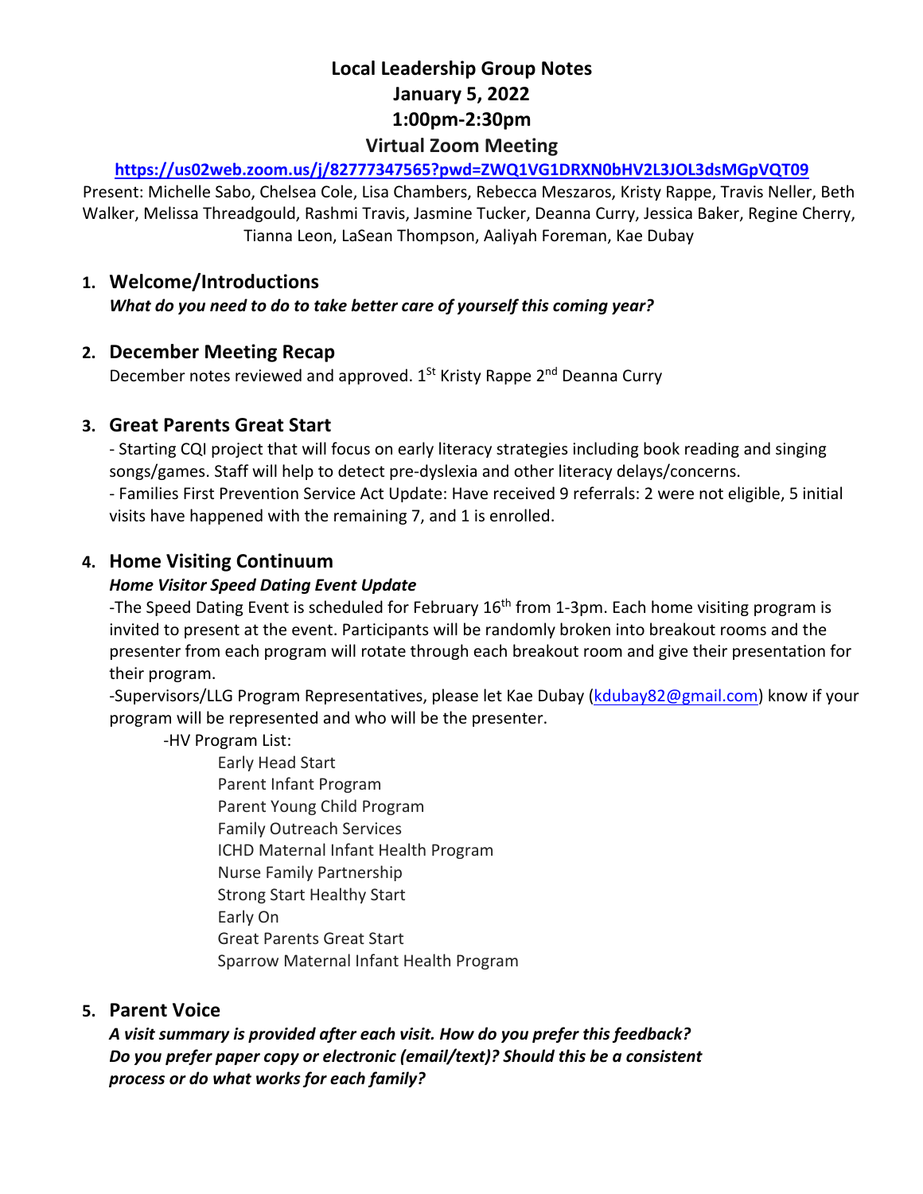# Local Leadership Group Notes
# January 5, 2022
# 1:00pm-2:30pm
## Virtual Zoom Meeting

**https://us02web.zoom.us/j/82777347565?pwd=ZWQ1VG1DRXN0bHV2L3JOL3dsMGpVQT09**

Present: Michelle Sabo, Chelsea Cole, Lisa Chambers, Rebecca Meszaros, Kristy Rappe, Travis Neller, Beth Walker, Melissa Threadgould, Rashmi Travis, Jasmine Tucker, Deanna Curry, Jessica Baker, Regine Cherry, Tianna Leon, LaSean Thompson, Aaliyah Foreman, Kae Dubay

## 1. Welcome/Introductions

***What do you need to do to take better care of yourself this coming year?***

## 2. December Meeting Recap

December notes reviewed and approved. 1St Kristy Rappe 2nd Deanna Curry

## 3. Great Parents Great Start

- Starting CQI project that will focus on early literacy strategies including book reading and singing songs/games. Staff will help to detect pre-dyslexia and other literacy delays/concerns.
- Families First Prevention Service Act Update: Have received 9 referrals: 2 were not eligible, 5 initial visits have happened with the remaining 7, and 1 is enrolled.

## 4. Home Visiting Continuum

***Home Visitor Speed Dating Event Update***

-The Speed Dating Event is scheduled for February 16th from 1-3pm. Each home visiting program is invited to present at the event. Participants will be randomly broken into breakout rooms and the presenter from each program will rotate through each breakout room and give their presentation for their program.

-Supervisors/LLG Program Representatives, please let Kae Dubay (kdubay82@gmail.com) know if your program will be represented and who will be the presenter.

-HV Program List:

- Early Head Start
- Parent Infant Program
- Parent Young Child Program
- Family Outreach Services
- ICHD Maternal Infant Health Program
- Nurse Family Partnership
- Strong Start Healthy Start
- Early On
- Great Parents Great Start
- Sparrow Maternal Infant Health Program

## 5. Parent Voice

***A visit summary is provided after each visit. How do you prefer this feedback? Do you prefer paper copy or electronic (email/text)? Should this be a consistent process or do what works for each family?***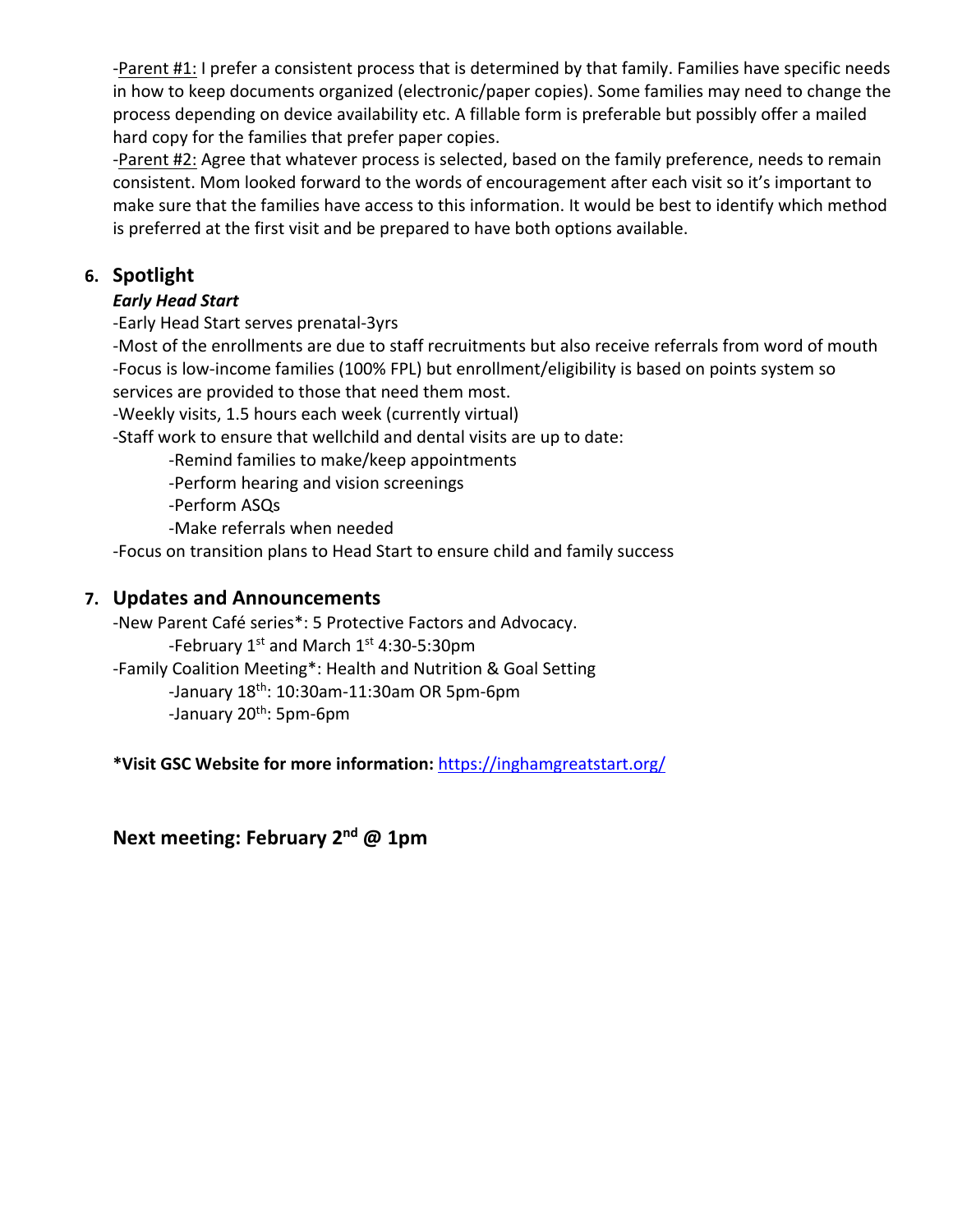-Parent #1: I prefer a consistent process that is determined by that family. Families have specific needs in how to keep documents organized (electronic/paper copies). Some families may need to change the process depending on device availability etc. A fillable form is preferable but possibly offer a mailed hard copy for the families that prefer paper copies.

-Parent #2: Agree that whatever process is selected, based on the family preference, needs to remain consistent. Mom looked forward to the words of encouragement after each visit so it's important to make sure that the families have access to this information. It would be best to identify which method is preferred at the first visit and be prepared to have both options available.

## 6. Spotlight

***Early Head Start***

-Early Head Start serves prenatal-3yrs

-Most of the enrollments are due to staff recruitments but also receive referrals from word of mouth

-Focus is low-income families (100% FPL) but enrollment/eligibility is based on points system so services are provided to those that need them most.

-Weekly visits, 1.5 hours each week (currently virtual)

-Staff work to ensure that wellchild and dental visits are up to date:

- -Remind families to make/keep appointments
- -Perform hearing and vision screenings
- -Perform ASQs
- -Make referrals when needed

-Focus on transition plans to Head Start to ensure child and family success

## 7. Updates and Announcements

-New Parent Café series*: 5 Protective Factors and Advocacy.

- -February 1st and March 1st 4:30-5:30pm

-Family Coalition Meeting*: Health and Nutrition & Goal Setting

- -January 18th: 10:30am-11:30am OR 5pm-6pm
- -January 20th: 5pm-6pm

**\*Visit GSC Website for more information:** https://inghamgreatstart.org/

### Next meeting: February 2nd @ 1pm